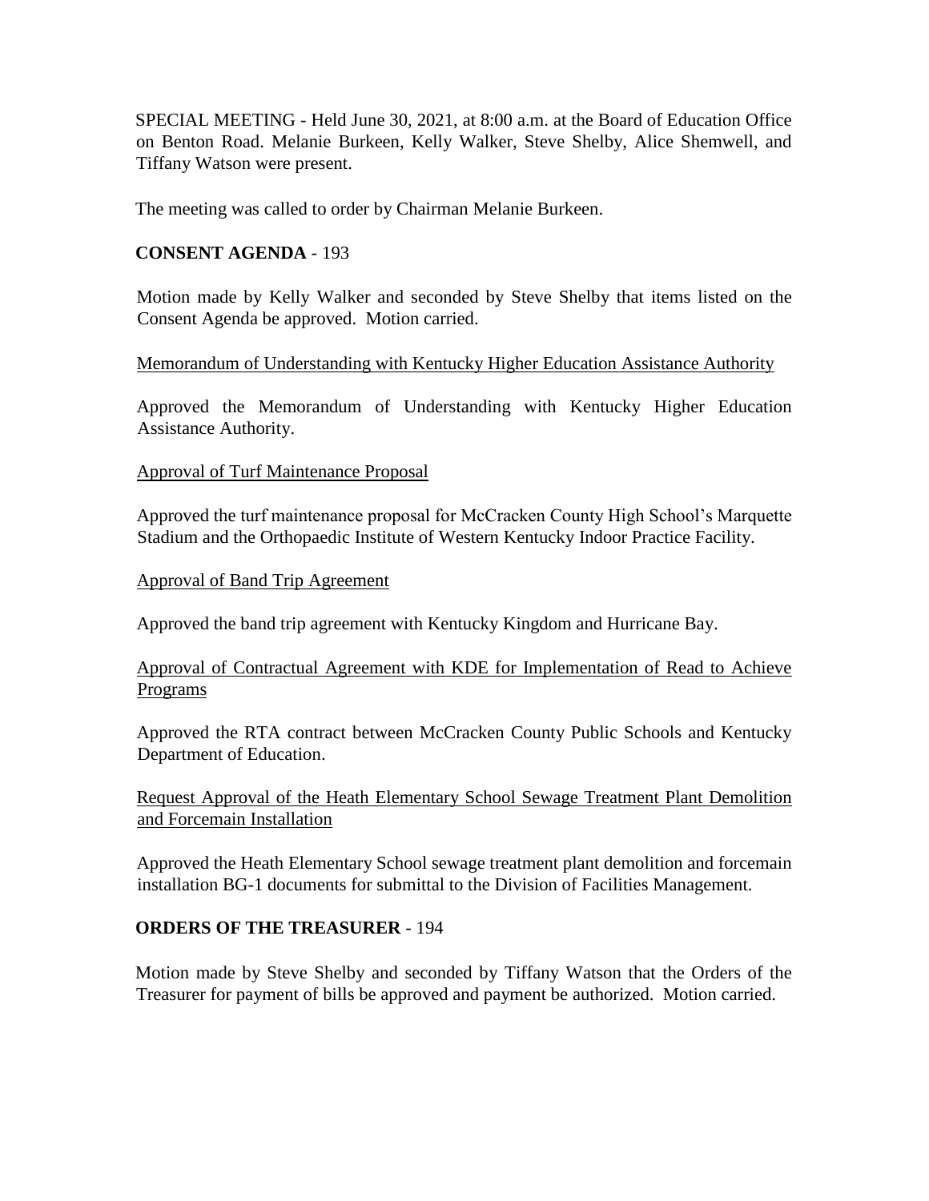SPECIAL MEETING - Held June 30, 2021, at 8:00 a.m. at the Board of Education Office on Benton Road. Melanie Burkeen, Kelly Walker, Steve Shelby, Alice Shemwell, and Tiffany Watson were present.

The meeting was called to order by Chairman Melanie Burkeen.

**CONSENT AGENDA** - 193

Motion made by Kelly Walker and seconded by Steve Shelby that items listed on the Consent Agenda be approved. Motion carried.

<u>Memorandum of Understanding with Kentucky Higher Education Assistance Authority</u>

Approved the Memorandum of Understanding with Kentucky Higher Education Assistance Authority.

<u>Approval of Turf Maintenance Proposal</u>

Approved the turf maintenance proposal for McCracken County High School's Marquette Stadium and the Orthopaedic Institute of Western Kentucky Indoor Practice Facility.

<u>Approval of Band Trip Agreement</u>

Approved the band trip agreement with Kentucky Kingdom and Hurricane Bay.

<u>Approval of Contractual Agreement with KDE for Implementation of Read to Achieve Programs</u>

Approved the RTA contract between McCracken County Public Schools and Kentucky Department of Education.

<u>Request Approval of the Heath Elementary School Sewage Treatment Plant Demolition and Forcemain Installation</u>

Approved the Heath Elementary School sewage treatment plant demolition and forcemain installation BG-1 documents for submittal to the Division of Facilities Management.

**ORDERS OF THE TREASURER** - 194

Motion made by Steve Shelby and seconded by Tiffany Watson that the Orders of the Treasurer for payment of bills be approved and payment be authorized. Motion carried.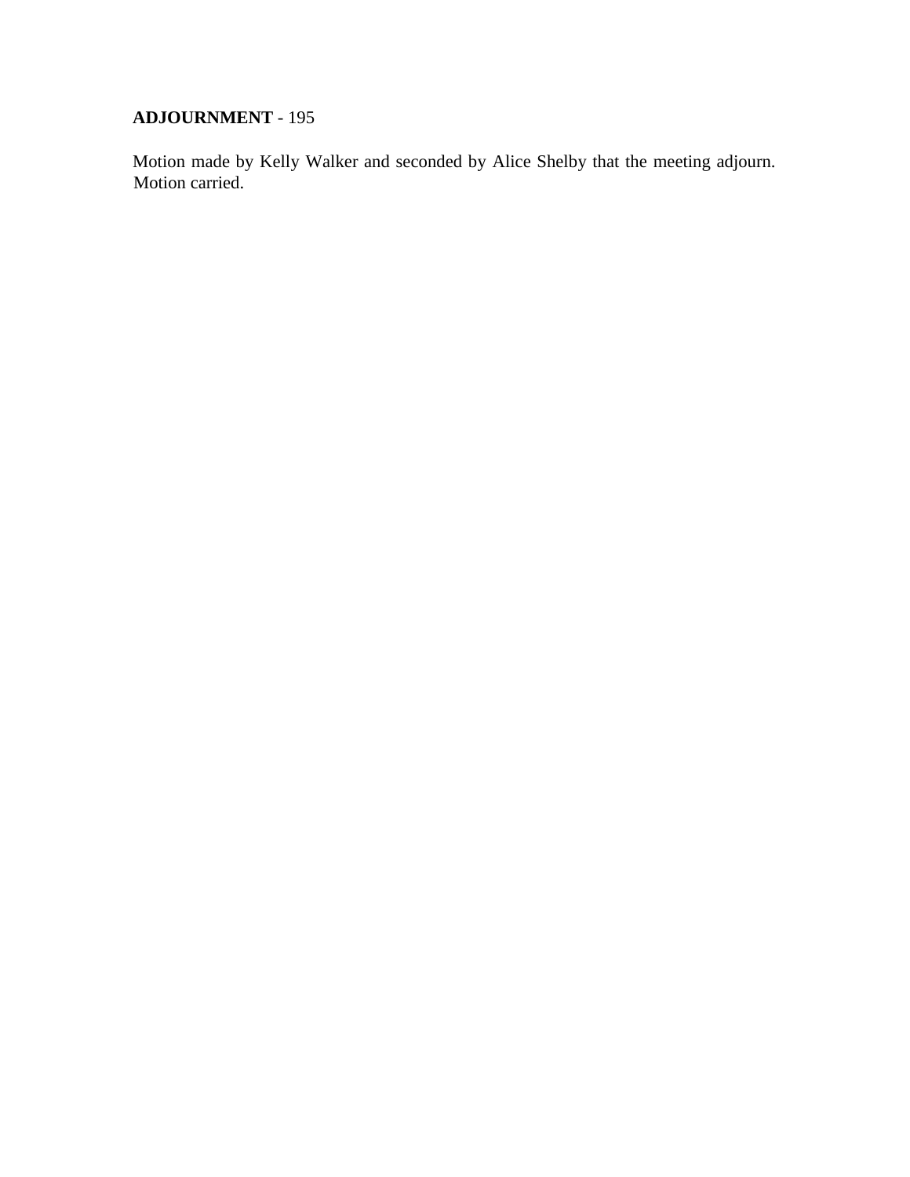**ADJOURNMENT** - 195

Motion made by Kelly Walker and seconded by Alice Shelby that the meeting adjourn. Motion carried.